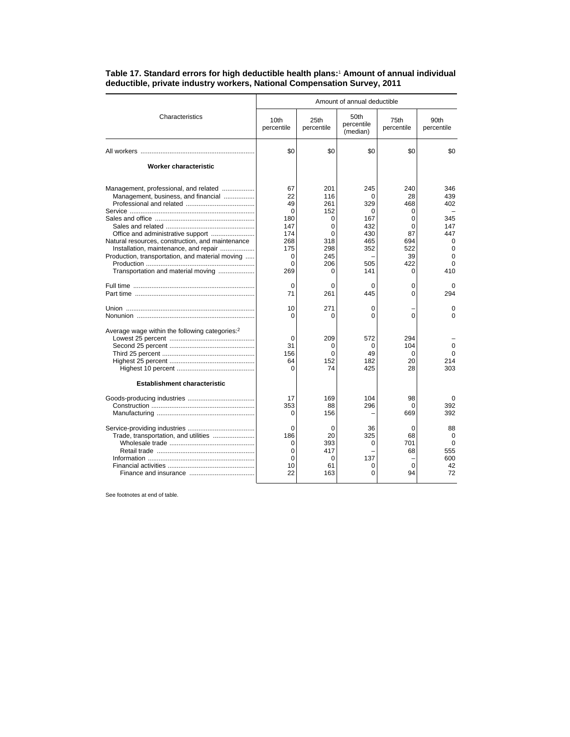**Table 17. Standard errors for high deductible health plans:[1] Amount of annual individual deductible, private industry workers, National Compensation Survey, 2011**

| Characteristics | Amount of annual deductible | | | | |
|---|---|---|---|---|---|
| | 10th percentile | 25th percentile | 50th percentile (median) | 75th percentile | 90th percentile |
| All workers | $0 | $0 | $0 | $0 | $0 |
| **Worker characteristic** | | | | | |
| Management, professional, and related | 67 | 201 | 245 | 240 | 346 |
| Management, business, and financial | 22 | 116 | 0 | 28 | 439 |
| Professional and related | 49 | 261 | 329 | 468 | 402 |
| Service | 0 | 152 | 0 | 0 | – |
| Sales and office | 180 | 0 | 167 | 0 | 345 |
| Sales and related | 147 | 0 | 432 | 0 | 147 |
| Office and administrative support | 174 | 0 | 430 | 87 | 447 |
| Natural resources, construction, and maintenance | 268 | 318 | 465 | 694 | 0 |
| Installation, maintenance, and repair | 175 | 298 | 352 | 522 | 0 |
| Production, transportation, and material moving | 0 | 245 | – | 39 | 0 |
| Production | 0 | 206 | 505 | 422 | 0 |
| Transportation and material moving | 269 | 0 | 141 | 0 | 410 |
| Full time | 0 | 0 | 0 | 0 | 0 |
| Part time | 71 | 261 | 445 | 0 | 294 |
| Union | 10 | 271 | 0 | – | 0 |
| Nonunion | 0 | 0 | 0 | 0 | 0 |
| Average wage within the following categories:[2] | | | | | |
| Lowest 25 percent | 0 | 209 | 572 | 294 | – |
| Second 25 percent | 31 | 0 | 0 | 104 | 0 |
| Third 25 percent | 156 | 0 | 49 | 0 | 0 |
| Highest 25 percent | 64 | 152 | 182 | 20 | 214 |
| Highest 10 percent | 0 | 74 | 425 | 28 | 303 |
| **Establishment characteristic** | | | | | |
| Goods-producing industries | 17 | 169 | 104 | 98 | 0 |
| Construction | 353 | 88 | 296 | 0 | 392 |
| Manufacturing | 0 | 156 | – | 669 | 392 |
| Service-providing industries | 0 | 0 | 36 | 0 | 88 |
| Trade, transportation, and utilities | 186 | 20 | 325 | 68 | 0 |
| Wholesale trade | 0 | 393 | 0 | 701 | 0 |
| Retail trade | 0 | 417 | – | 68 | 555 |
| Information | 0 | 0 | 137 | – | 600 |
| Financial activities | 10 | 61 | 0 | 0 | 42 |
| Finance and insurance | 22 | 163 | 0 | 94 | 72 |

See footnotes at end of table.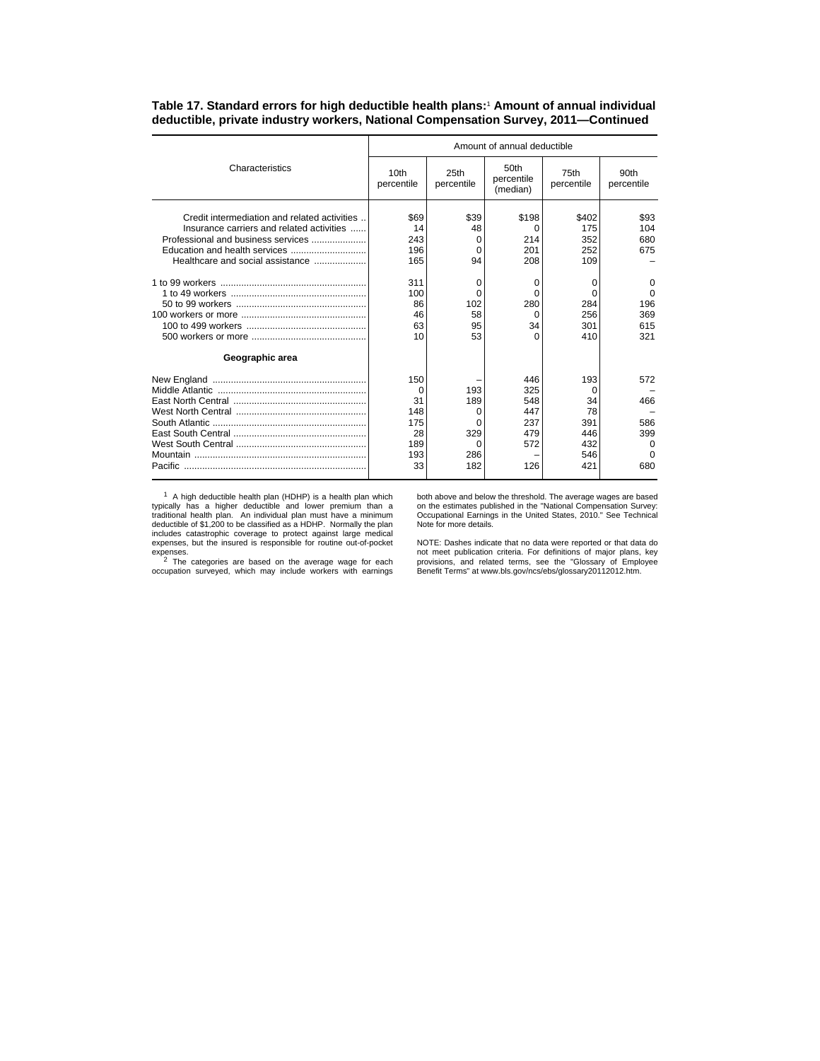**Table 17. Standard errors for high deductible health plans:[1] Amount of annual individual deductible, private industry workers, National Compensation Survey, 2011—Continued**

| Characteristics | Amount of annual deductible | | | | |
|---|---|---|---|---|---|
| | 10th percentile | 25th percentile | 50th percentile (median) | 75th percentile | 90th percentile |
| Credit intermediation and related activities | $69 | $39 | $198 | $402 | $93 |
| Insurance carriers and related activities | 14 | 48 | 0 | 175 | 104 |
| Professional and business services | 243 | 0 | 214 | 352 | 680 |
| Education and health services | 196 | 0 | 201 | 252 | 675 |
| Healthcare and social assistance | 165 | 94 | 208 | 109 | – |
| 1 to 99 workers | 311 | 0 | 0 | 0 | 0 |
| 1 to 49 workers | 100 | 0 | 0 | 0 | 0 |
| 50 to 99 workers | 86 | 102 | 280 | 284 | 196 |
| 100 workers or more | 46 | 58 | 0 | 256 | 369 |
| 100 to 499 workers | 63 | 95 | 34 | 301 | 615 |
| 500 workers or more | 10 | 53 | 0 | 410 | 321 |
| **Geographic area** | | | | | |
| New England | 150 | – | 446 | 193 | 572 |
| Middle Atlantic | 0 | 193 | 325 | 0 | – |
| East North Central | 31 | 189 | 548 | 34 | 466 |
| West North Central | 148 | 0 | 447 | 78 | – |
| South Atlantic | 175 | 0 | 237 | 391 | 586 |
| East South Central | 28 | 329 | 479 | 446 | 399 |
| West South Central | 189 | 0 | 572 | 432 | 0 |
| Mountain | 193 | 286 | – | 546 | 0 |
| Pacific | 33 | 182 | 126 | 421 | 680 |

[1] A high deductible health plan (HDHP) is a health plan which typically has a higher deductible and lower premium than a traditional health plan. An individual plan must have a minimum deductible of $1,200 to be classified as a HDHP. Normally the plan includes catastrophic coverage to protect against large medical expenses, but the insured is responsible for routine out-of-pocket expenses.

[2] The categories are based on the average wage for each occupation surveyed, which may include workers with earnings both above and below the threshold. The average wages are based on the estimates published in the "National Compensation Survey: Occupational Earnings in the United States, 2010." See Technical Note for more details.

NOTE: Dashes indicate that no data were reported or that data do not meet publication criteria. For definitions of major plans, key provisions, and related terms, see the "Glossary of Employee Benefit Terms" at www.bls.gov/ncs/ebs/glossary20112012.htm.